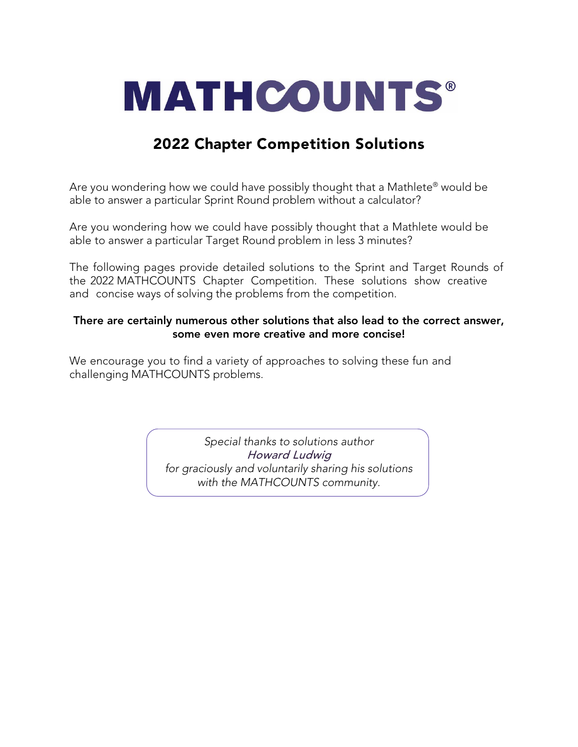# MATHCOUNTS®

## 2022 Chapter Competition Solutions

Are you wondering how we could have possibly thought that a Mathlete® would be able to answer a particular Sprint Round problem without a calculator?

Are you wondering how we could have possibly thought that a Mathlete would be able to answer a particular Target Round problem in less 3 minutes?

The following pages provide detailed solutions to the Sprint and Target Rounds of the 2022 MATHCOUNTS Chapter Competition. These solutions show creative and concise ways of solving the problems from the competition.

**There are certainly numerous other solutions that also lead to the correct answer, some even more creative and more concise!**

We encourage you to find a variety of approaches to solving these fun and challenging MATHCOUNTS problems.

*Special thanks to solutions author*
*Howard Ludwig*
*for graciously and voluntarily sharing his solutions with the MATHCOUNTS community.*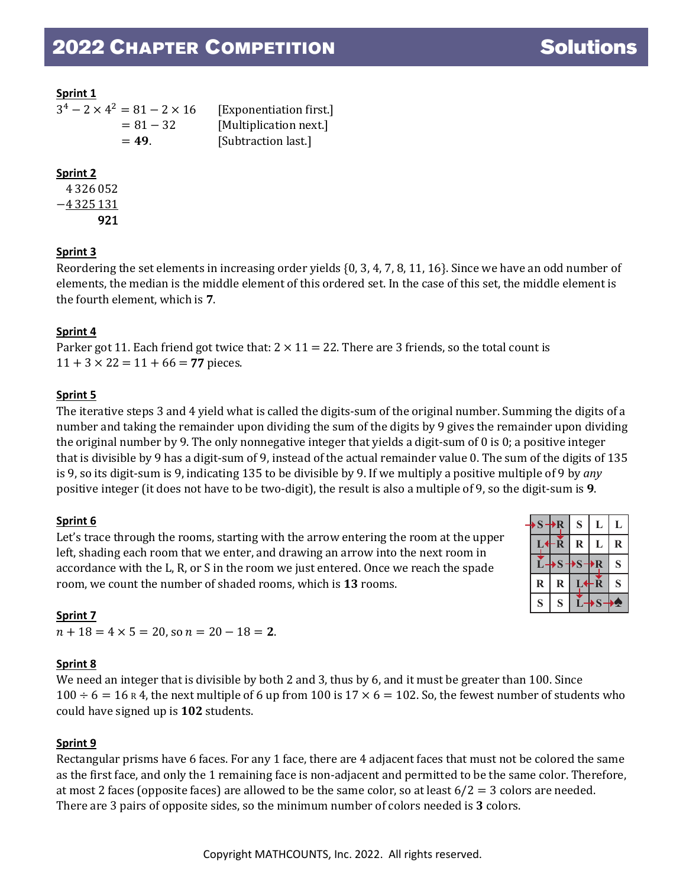**Sprint 1**

$$
\begin{aligned}
3^4 - 2 \times 4^2 &= 81 - 2 \times 16 && \text{[Exponentiation first.]} \\
&= 81 - 32 && \text{[Multiplication next.]} \\
&= \mathbf{49}. && \text{[Subtraction last.]}
\end{aligned}
$$

**Sprint 2**

$$
\begin{array}{r}
4\,326\,052 \\
-\underline{4\,325\,131} \\
\mathbf{921}
\end{array}
$$

**Sprint 3**

Reordering the set elements in increasing order yields {0, 3, 4, 7, 8, 11, 16}. Since we have an odd number of elements, the median is the middle element of this ordered set. In the case of this set, the middle element is the fourth element, which is **7**.

**Sprint 4**

Parker got 11. Each friend got twice that: $2 \times 11 = 22$. There are 3 friends, so the total count is $11 + 3 \times 22 = 11 + 66 = \mathbf{77}$ pieces.

**Sprint 5**

The iterative steps 3 and 4 yield what is called the digits-sum of the original number. Summing the digits of a number and taking the remainder upon dividing the sum of the digits by 9 gives the remainder upon dividing the original number by 9. The only nonnegative integer that yields a digit-sum of 0 is 0; a positive integer that is divisible by 9 has a digit-sum of 9, instead of the actual remainder value 0. The sum of the digits of 135 is 9, so its digit-sum is 9, indicating 135 to be divisible by 9. If we multiply a positive multiple of 9 by *any* positive integer (it does not have to be two-digit), the result is also a multiple of 9, so the digit-sum is **9**.

**Sprint 6**

Let's trace through the rooms, starting with the arrow entering the room at the upper left, shading each room that we enter, and drawing an arrow into the next room in accordance with the L, R, or S in the room we just entered. Once we reach the spade room, we count the number of shaded rooms, which is **13** rooms.

| | | | | |
|---|---|---|---|---|
| S | R | S | L | L |
| L | R | R | L | R |
| L | S | S | R | S |
| R | R | L | R | S |
| S | S | L | S | ♠ |

**Sprint 7**

$n + 18 = 4 \times 5 = 20$, so $n = 20 - 18 = \mathbf{2}$.

**Sprint 8**

We need an integer that is divisible by both 2 and 3, thus by 6, and it must be greater than 100. Since $100 \div 6 = 16$ R 4, the next multiple of 6 up from 100 is $17 \times 6 = 102$. So, the fewest number of students who could have signed up is **102** students.

**Sprint 9**

Rectangular prisms have 6 faces. For any 1 face, there are 4 adjacent faces that must not be colored the same as the first face, and only the 1 remaining face is non-adjacent and permitted to be the same color. Therefore, at most 2 faces (opposite faces) are allowed to be the same color, so at least $6/2 = 3$ colors are needed. There are 3 pairs of opposite sides, so the minimum number of colors needed is **3** colors.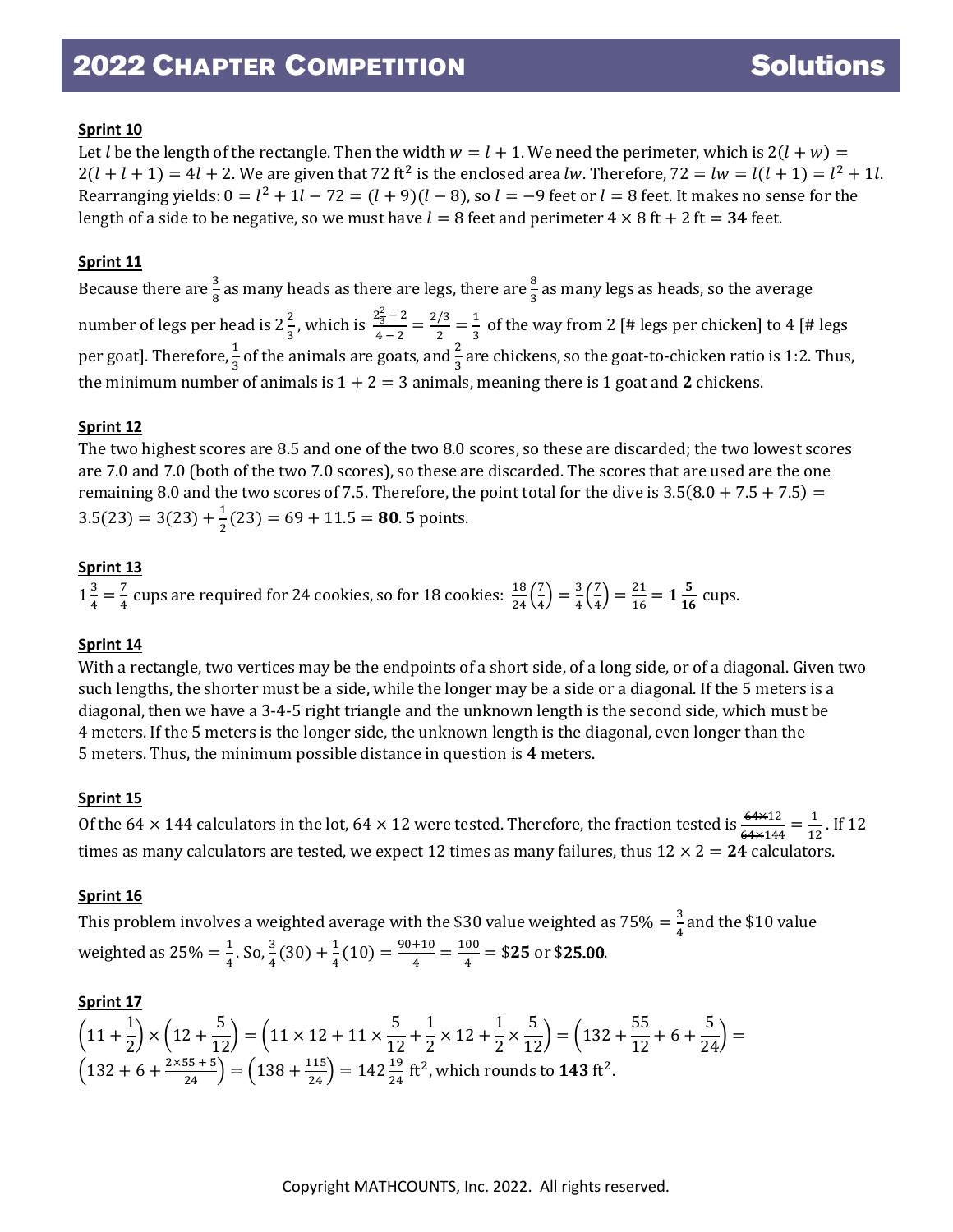**Sprint 10**

Let $l$ be the length of the rectangle. Then the width $w = l + 1$. We need the perimeter, which is $2(l + w) = 2(l + l + 1) = 4l + 2$. We are given that 72 $\text{ft}^2$ is the enclosed area $lw$. Therefore, $72 = lw = l(l + 1) = l^2 + 1l$. Rearranging yields: $0 = l^2 + 1l - 72 = (l + 9)(l - 8)$, so $l = -9$ feet or $l = 8$ feet. It makes no sense for the length of a side to be negative, so we must have $l = 8$ feet and perimeter $4 \times 8$ ft $+ 2$ ft $=$ **34** feet.

**Sprint 11**

Because there are $\frac{3}{8}$ as many heads as there are legs, there are $\frac{8}{3}$ as many legs as heads, so the average number of legs per head is $2\frac{2}{3}$, which is $\frac{2\frac{2}{3} - 2}{4 - 2} = \frac{2/3}{2} = \frac{1}{3}$ of the way from 2 [# legs per chicken] to 4 [# legs per goat]. Therefore, $\frac{1}{3}$ of the animals are goats, and $\frac{2}{3}$ are chickens, so the goat-to-chicken ratio is 1:2. Thus, the minimum number of animals is $1 + 2 = 3$ animals, meaning there is 1 goat and **2** chickens.

**Sprint 12**

The two highest scores are 8.5 and one of the two 8.0 scores, so these are discarded; the two lowest scores are 7.0 and 7.0 (both of the two 7.0 scores), so these are discarded. The scores that are used are the one remaining 8.0 and the two scores of 7.5. Therefore, the point total for the dive is $3.5(8.0 + 7.5 + 7.5) = 3.5(23) = 3(23) + \frac{1}{2}(23) = 69 + 11.5 = \mathbf{80.5}$ points.

**Sprint 13**

$1\frac{3}{4} = \frac{7}{4}$ cups are required for 24 cookies, so for 18 cookies: $\frac{18}{24}\left(\frac{7}{4}\right) = \frac{3}{4}\left(\frac{7}{4}\right) = \frac{21}{16} = \mathbf{1\frac{5}{16}}$ cups.

**Sprint 14**

With a rectangle, two vertices may be the endpoints of a short side, of a long side, or of a diagonal. Given two such lengths, the shorter must be a side, while the longer may be a side or a diagonal. If the 5 meters is a diagonal, then we have a 3-4-5 right triangle and the unknown length is the second side, which must be 4 meters. If the 5 meters is the longer side, the unknown length is the diagonal, even longer than the 5 meters. Thus, the minimum possible distance in question is **4** meters.

**Sprint 15**

Of the $64 \times 144$ calculators in the lot, $64 \times 12$ were tested. Therefore, the fraction tested is $\frac{\cancel{64\times}12}{\cancel{64\times}144} = \frac{1}{12}$. If 12 times as many calculators are tested, we expect 12 times as many failures, thus $12 \times 2 =$ **24** calculators.

**Sprint 16**

This problem involves a weighted average with the \$30 value weighted as $75\% = \frac{3}{4}$ and the \$10 value weighted as $25\% = \frac{1}{4}$. So, $\frac{3}{4}(30) + \frac{1}{4}(10) = \frac{90+10}{4} = \frac{100}{4} =$ \$**25** or \$**25.00**.

**Sprint 17**

$$\left(11 + \frac{1}{2}\right) \times \left(12 + \frac{5}{12}\right) = \left(11 \times 12 + 11 \times \frac{5}{12} + \frac{1}{2} \times 12 + \frac{1}{2} \times \frac{5}{12}\right) = \left(132 + \frac{55}{12} + 6 + \frac{5}{24}\right) =$$
$$\left(132 + 6 + \frac{2\times 55 + 5}{24}\right) = \left(138 + \frac{115}{24}\right) = 142\frac{19}{24}\ \text{ft}^2$$, which rounds to **143** $\text{ft}^2$.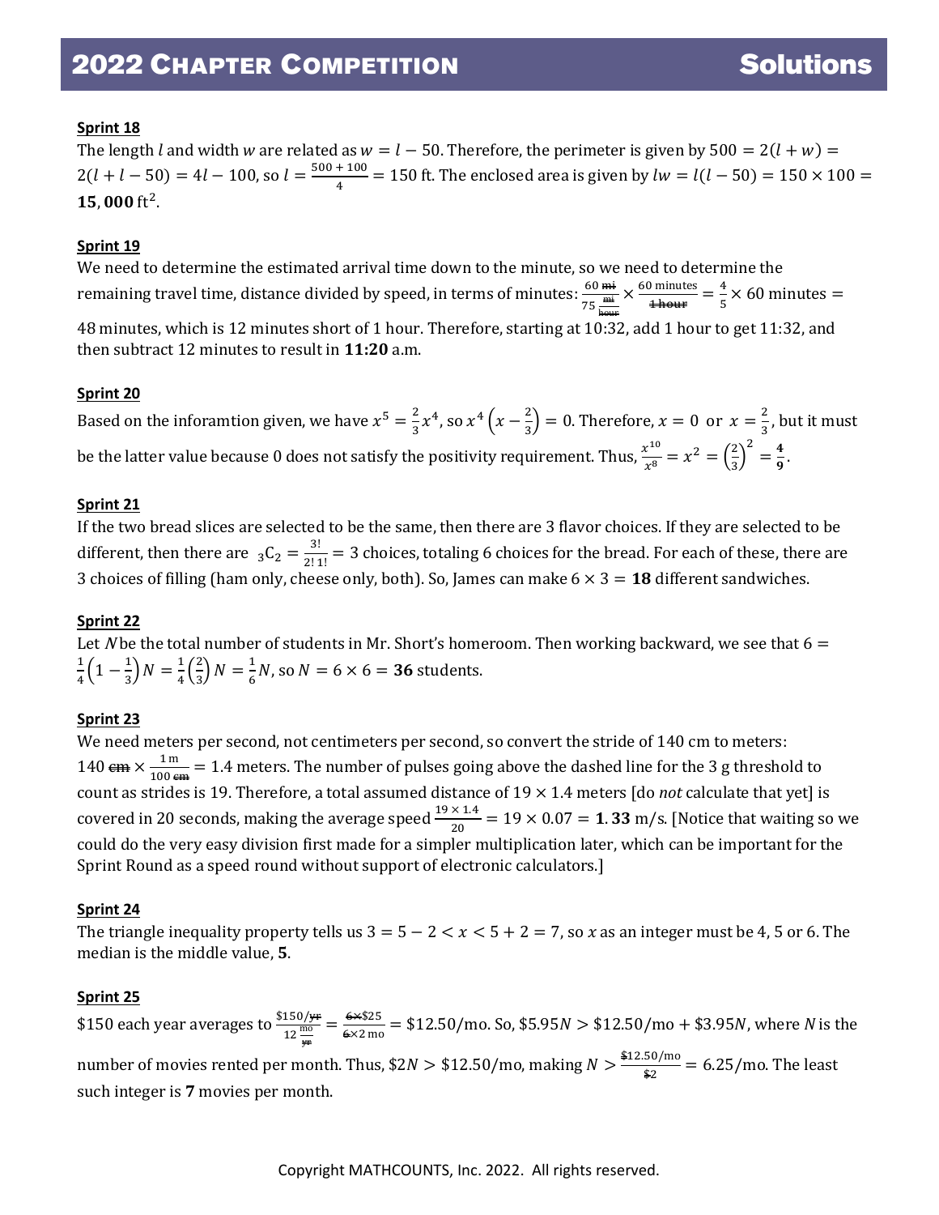**Sprint 18**

The length $l$ and width $w$ are related as $w = l - 50$. Therefore, the perimeter is given by $500 = 2(l + w) = 2(l + l - 50) = 4l - 100$, so $l = \frac{500 + 100}{4} = 150$ ft. The enclosed area is given by $lw = l(l - 50) = 150 \times 100 = \mathbf{15,000}\ \text{ft}^2$.

**Sprint 19**

We need to determine the estimated arrival time down to the minute, so we need to determine the remaining travel time, distance divided by speed, in terms of minutes: $\frac{60\ \cancel{\text{mi}}}{75\ \frac{\cancel{\text{mi}}}{\cancel{\text{hour}}}} \times \frac{60\ \text{minutes}}{\cancel{1\ \text{hour}}} = \frac{4}{5} \times 60$ minutes $=$ 48 minutes, which is 12 minutes short of 1 hour. Therefore, starting at 10:32, add 1 hour to get 11:32, and then subtract 12 minutes to result in **11:20** a.m.

**Sprint 20**

Based on the inforamtion given, we have $x^5 = \frac{2}{3}x^4$, so $x^4\left(x - \frac{2}{3}\right) = 0$. Therefore, $x = 0$ or $x = \frac{2}{3}$, but it must be the latter value because 0 does not satisfy the positivity requirement. Thus, $\frac{x^{10}}{x^8} = x^2 = \left(\frac{2}{3}\right)^2 = \mathbf{\frac{4}{9}}$.

**Sprint 21**

If the two bread slices are selected to be the same, then there are 3 flavor choices. If they are selected to be different, then there are ${}_3C_2 = \frac{3!}{2!\,1!} = 3$ choices, totaling 6 choices for the bread. For each of these, there are 3 choices of filling (ham only, cheese only, both). So, James can make $6 \times 3 = \mathbf{18}$ different sandwiches.

**Sprint 22**

Let $N$ be the total number of students in Mr. Short's homeroom. Then working backward, we see that $6 = \frac{1}{4}\left(1 - \frac{1}{3}\right)N = \frac{1}{4}\left(\frac{2}{3}\right)N = \frac{1}{6}N$, so $N = 6 \times 6 = \mathbf{36}$ students.

**Sprint 23**

We need meters per second, not centimeters per second, so convert the stride of 140 cm to meters: $140\ \cancel{\text{cm}} \times \frac{1\ \text{m}}{100\ \cancel{\text{cm}}} = 1.4$ meters. The number of pulses going above the dashed line for the 3 g threshold to count as strides is 19. Therefore, a total assumed distance of $19 \times 1.4$ meters [do *not* calculate that yet] is covered in 20 seconds, making the average speed $\frac{19 \times 1.4}{20} = 19 \times 0.07 = \mathbf{1.33}$ m/s. [Notice that waiting so we could do the very easy division first made for a simpler multiplication later, which can be important for the Sprint Round as a speed round without support of electronic calculators.]

**Sprint 24**

The triangle inequality property tells us $3 = 5 - 2 < x < 5 + 2 = 7$, so $x$ as an integer must be 4, 5 or 6. The median is the middle value, **5**.

**Sprint 25**

\$150 each year averages to $\frac{\$150/\cancel{\text{yr}}}{12\ \frac{\text{mo}}{\cancel{\text{yr}}}} = \frac{\cancel{6\times}\$25}{\cancel{6}\times 2\ \text{mo}} = \$12.50/\text{mo}$. So, $\$5.95N > \$12.50/\text{mo} + \$3.95N$, where $N$ is the number of movies rented per month. Thus, $\$2N > \$12.50/\text{mo}$, making $N > \frac{\cancel{\$}12.50/\text{mo}}{\cancel{\$}2} = 6.25/\text{mo}$. The least such integer is **7** movies per month.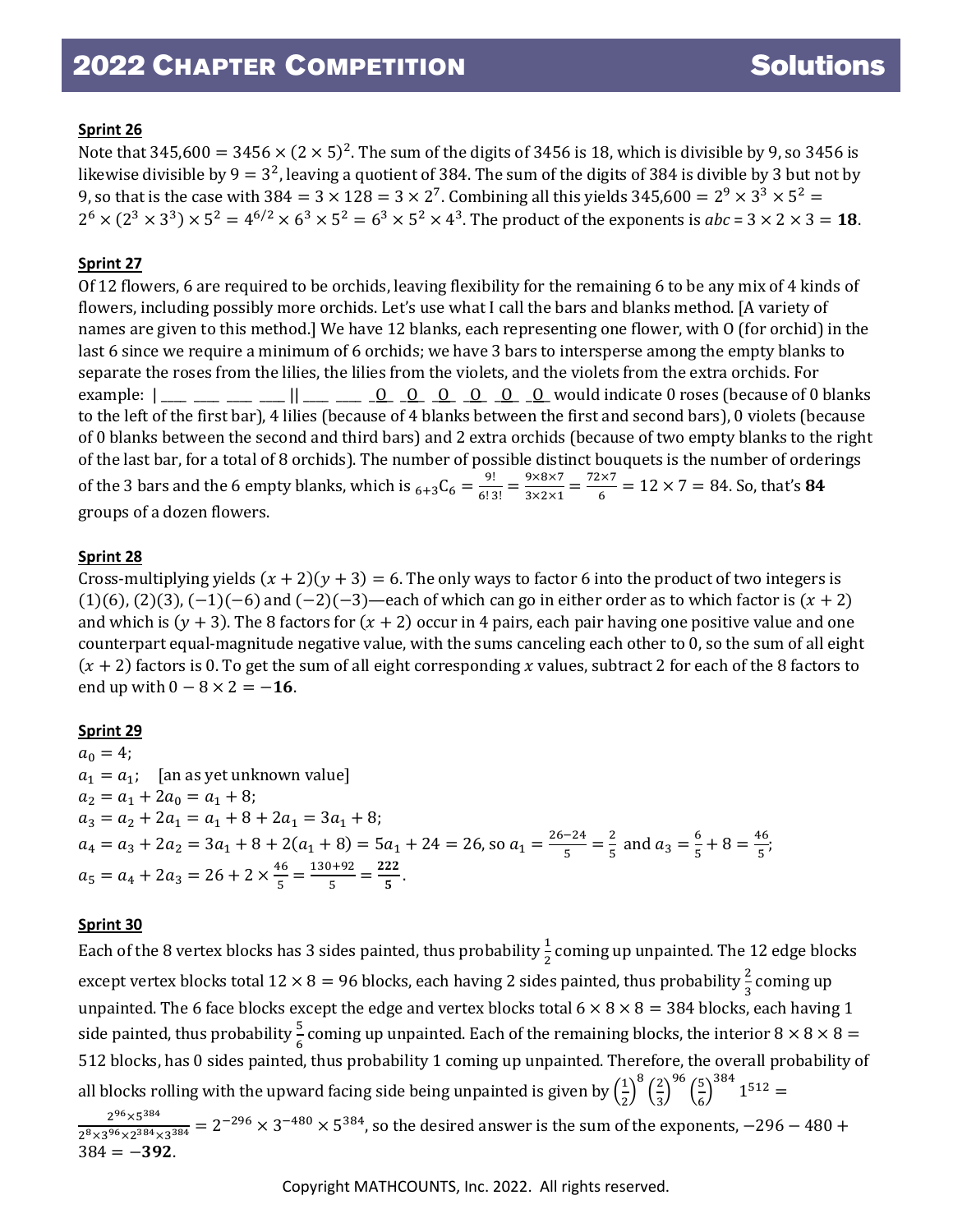**Sprint 26**

Note that $345{,}600 = 3456 \times (2 \times 5)^2$. The sum of the digits of 3456 is 18, which is divisible by 9, so 3456 is likewise divisible by $9 = 3^2$, leaving a quotient of 384. The sum of the digits of 384 is divible by 3 but not by 9, so that is the case with $384 = 3 \times 128 = 3 \times 2^7$. Combining all this yields $345{,}600 = 2^9 \times 3^3 \times 5^2 = 2^6 \times (2^3 \times 3^3) \times 5^2 = 4^{6/2} \times 6^3 \times 5^2 = 6^3 \times 5^2 \times 4^3$. The product of the exponents is $abc = 3 \times 2 \times 3 = \mathbf{18}$.

**Sprint 27**

Of 12 flowers, 6 are required to be orchids, leaving flexibility for the remaining 6 to be any mix of 4 kinds of flowers, including possibly more orchids. Let's use what I call the bars and blanks method. [A variety of names are given to this method.] We have 12 blanks, each representing one flower, with O (for orchid) in the last 6 since we require a minimum of 6 orchids; we have 3 bars to intersperse among the empty blanks to separate the roses from the lilies, the lilies from the violets, and the violets from the extra orchids. For example: | ___ ___ ___ ___ || ___ ___ _O_ _O_ _O_ _O_ _O_ _O_ would indicate 0 roses (because of 0 blanks to the left of the first bar), 4 lilies (because of 4 blanks between the first and second bars), 0 violets (because of 0 blanks between the second and third bars) and 2 extra orchids (because of two empty blanks to the right of the last bar, for a total of 8 orchids). The number of possible distinct bouquets is the number of orderings of the 3 bars and the 6 empty blanks, which is ${}_{6+3}C_6 = \frac{9!}{6!\,3!} = \frac{9 \times 8 \times 7}{3 \times 2 \times 1} = \frac{72 \times 7}{6} = 12 \times 7 = 84$. So, that's **84** groups of a dozen flowers.

**Sprint 28**

Cross-multiplying yields $(x + 2)(y + 3) = 6$. The only ways to factor 6 into the product of two integers is $(1)(6)$, $(2)(3)$, $(-1)(-6)$ and $(-2)(-3)$—each of which can go in either order as to which factor is $(x + 2)$ and which is $(y + 3)$. The 8 factors for $(x + 2)$ occur in 4 pairs, each pair having one positive value and one counterpart equal-magnitude negative value, with the sums canceling each other to 0, so the sum of all eight $(x + 2)$ factors is 0. To get the sum of all eight corresponding $x$ values, subtract 2 for each of the 8 factors to end up with $0 - 8 \times 2 = \mathbf{-16}$.

**Sprint 29**

$a_0 = 4$;

$a_1 = a_1$; [an as yet unknown value]

$a_2 = a_1 + 2a_0 = a_1 + 8$;

$a_3 = a_2 + 2a_1 = a_1 + 8 + 2a_1 = 3a_1 + 8$;

$a_4 = a_3 + 2a_2 = 3a_1 + 8 + 2(a_1 + 8) = 5a_1 + 24 = 26$, so $a_1 = \frac{26-24}{5} = \frac{2}{5}$ and $a_3 = \frac{6}{5} + 8 = \frac{46}{5}$;

$a_5 = a_4 + 2a_3 = 26 + 2 \times \frac{46}{5} = \frac{130+92}{5} = \mathbf{\frac{222}{5}}$.

**Sprint 30**

Each of the 8 vertex blocks has 3 sides painted, thus probability $\frac{1}{2}$ coming up unpainted. The 12 edge blocks except vertex blocks total $12 \times 8 = 96$ blocks, each having 2 sides painted, thus probability $\frac{2}{3}$ coming up unpainted. The 6 face blocks except the edge and vertex blocks total $6 \times 8 \times 8 = 384$ blocks, each having 1 side painted, thus probability $\frac{5}{6}$ coming up unpainted. Each of the remaining blocks, the interior $8 \times 8 \times 8 = 512$ blocks, has 0 sides painted, thus probability 1 coming up unpainted. Therefore, the overall probability of all blocks rolling with the upward facing side being unpainted is given by $\left(\frac{1}{2}\right)^8 \left(\frac{2}{3}\right)^{96} \left(\frac{5}{6}\right)^{384} 1^{512} = \frac{2^{96} \times 5^{384}}{2^8 \times 3^{96} \times 2^{384} \times 3^{384}} = 2^{-296} \times 3^{-480} \times 5^{384}$, so the desired answer is the sum of the exponents, $-296 - 480 + 384 = \mathbf{-392}$.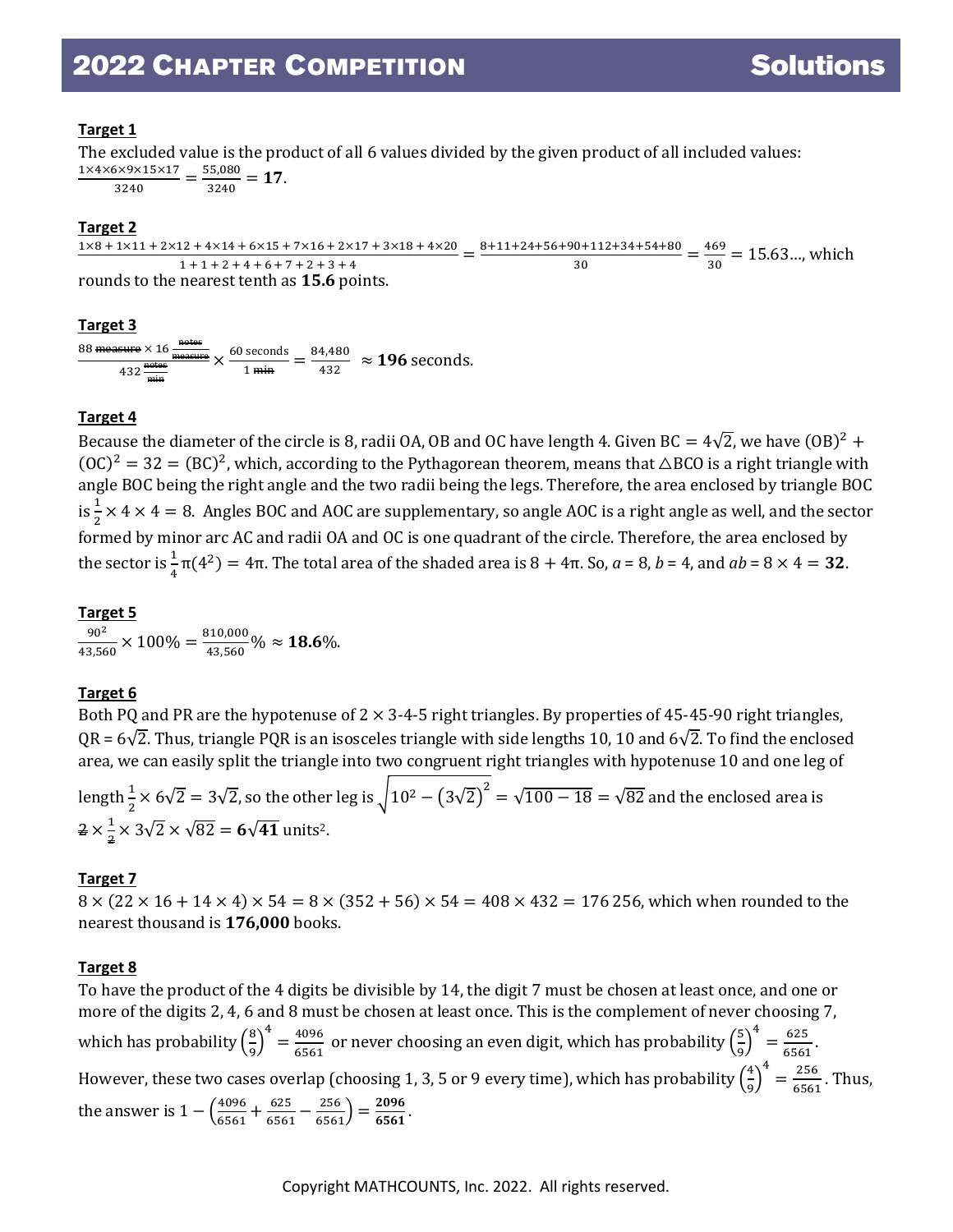## 2022 Chapter Competition — Solutions

**Target 1**

The excluded value is the product of all 6 values divided by the given product of all included values:
$\frac{1\times4\times6\times9\times15\times17}{3240} = \frac{55{,}080}{3240} = \mathbf{17}$.

**Target 2**

$\frac{1\times8 + 1\times11 + 2\times12 + 4\times14 + 6\times15 + 7\times16 + 2\times17 + 3\times18 + 4\times20}{1+1+2+4+6+7+2+3+4} = \frac{8+11+24+56+90+112+34+54+80}{30} = \frac{469}{30} = 15.63\ldots$, which rounds to the nearest tenth as **15.6** points.

**Target 3**

$\frac{88 \cancel{\text{measure}} \times 16 \frac{\cancel{\text{notes}}}{\cancel{\text{measure}}}}{432 \frac{\cancel{\text{notes}}}{\cancel{\text{min}}}} \times \frac{60 \text{ seconds}}{1 \cancel{\text{min}}} = \frac{84{,}480}{432} \approx \mathbf{196}$ seconds.

**Target 4**

Because the diameter of the circle is 8, radii OA, OB and OC have length 4. Given BC $= 4\sqrt{2}$, we have $(\text{OB})^2 + (\text{OC})^2 = 32 = (\text{BC})^2$, which, according to the Pythagorean theorem, means that $\triangle$BCO is a right triangle with angle BOC being the right angle and the two radii being the legs. Therefore, the area enclosed by triangle BOC is $\frac{1}{2}\times 4\times 4 = 8$. Angles BOC and AOC are supplementary, so angle AOC is a right angle as well, and the sector formed by minor arc AC and radii OA and OC is one quadrant of the circle. Therefore, the area enclosed by the sector is $\frac{1}{4}\pi(4^2) = 4\pi$. The total area of the shaded area is $8 + 4\pi$. So, $a = 8$, $b = 4$, and $ab = 8\times 4 = \mathbf{32}$.

**Target 5**

$\frac{90^2}{43{,}560}\times 100\% = \frac{810{,}000}{43{,}560}\% \approx \mathbf{18.6}\%$.

**Target 6**

Both PQ and PR are the hypotenuse of $2\times$ 3-4-5 right triangles. By properties of 45-45-90 right triangles, QR = $6\sqrt{2}$. Thus, triangle PQR is an isosceles triangle with side lengths 10, 10 and $6\sqrt{2}$. To find the enclosed area, we can easily split the triangle into two congruent right triangles with hypotenuse 10 and one leg of length $\frac{1}{2}\times 6\sqrt{2} = 3\sqrt{2}$, so the other leg is $\sqrt{10^2 - \left(3\sqrt{2}\right)^2} = \sqrt{100-18} = \sqrt{82}$ and the enclosed area is $\cancel{2}\times\frac{1}{\cancel{2}}\times 3\sqrt{2}\times\sqrt{82} = \mathbf{6\sqrt{41}}$ units².

**Target 7**

$8\times(22\times16 + 14\times4)\times 54 = 8\times(352+56)\times 54 = 408\times 432 = 176\,256$, which when rounded to the nearest thousand is **176,000** books.

**Target 8**

To have the product of the 4 digits be divisible by 14, the digit 7 must be chosen at least once, and one or more of the digits 2, 4, 6 and 8 must be chosen at least once. This is the complement of never choosing 7, which has probability $\left(\frac{8}{9}\right)^4 = \frac{4096}{6561}$ or never choosing an even digit, which has probability $\left(\frac{5}{9}\right)^4 = \frac{625}{6561}$. However, these two cases overlap (choosing 1, 3, 5 or 9 every time), which has probability $\left(\frac{4}{9}\right)^4 = \frac{256}{6561}$. Thus, the answer is $1 - \left(\frac{4096}{6561} + \frac{625}{6561} - \frac{256}{6561}\right) = \mathbf{\frac{2096}{6561}}$.

Copyright MATHCOUNTS, Inc. 2022. All rights reserved.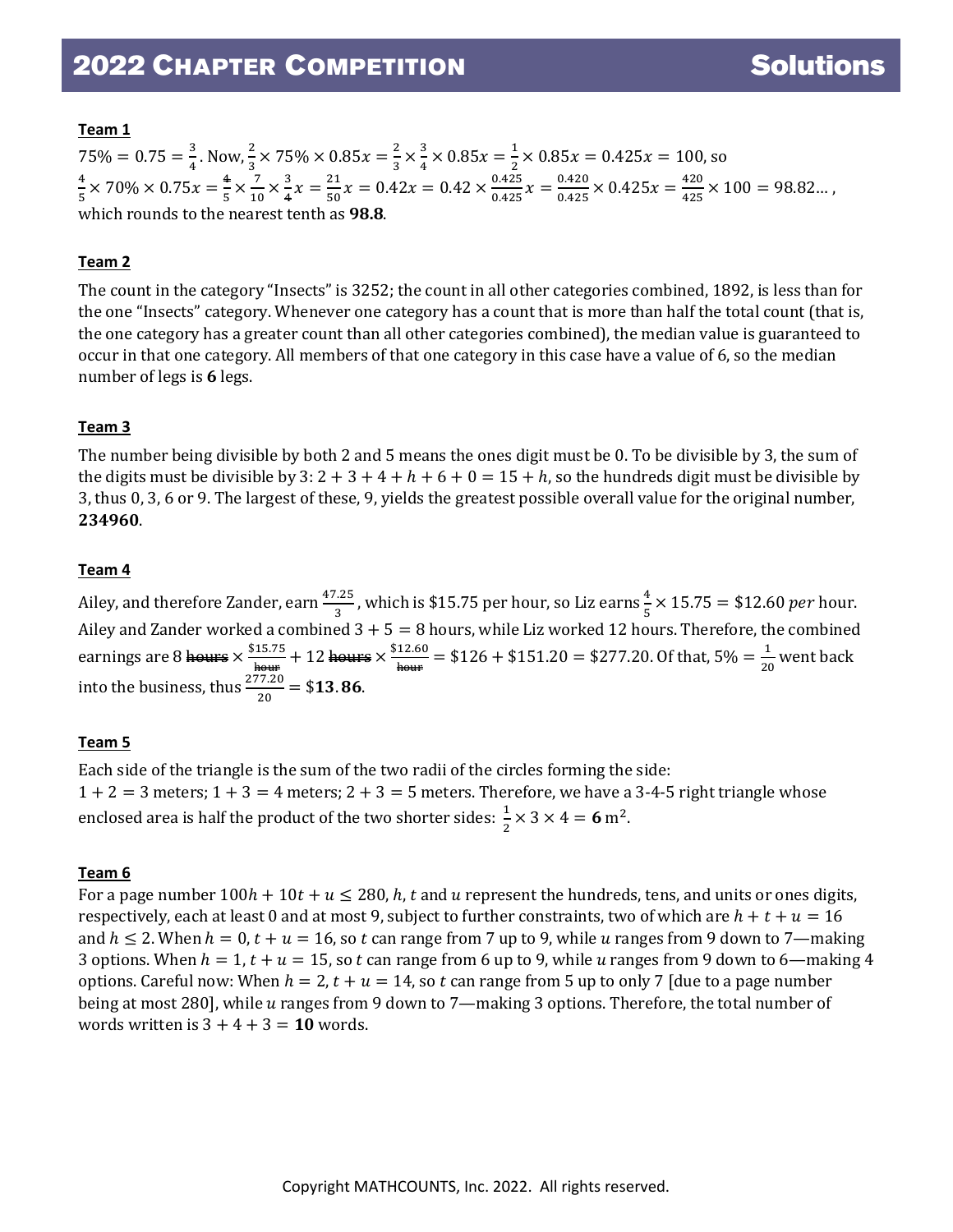**Team 1**

$75\% = 0.75 = \frac{3}{4}$. Now, $\frac{2}{3} \times 75\% \times 0.85x = \frac{2}{3} \times \frac{3}{4} \times 0.85x = \frac{1}{2} \times 0.85x = 0.425x = 100$, so $\frac{4}{5} \times 70\% \times 0.75x = \frac{\cancel{4}}{5} \times \frac{7}{10} \times \frac{3}{\cancel{4}}x = \frac{21}{50}x = 0.42x = 0.42 \times \frac{0.425}{0.425}x = \frac{0.420}{0.425} \times 0.425x = \frac{420}{425} \times 100 = 98.82\ldots$, which rounds to the nearest tenth as **98.8**.

**Team 2**

The count in the category "Insects" is 3252; the count in all other categories combined, 1892, is less than for the one "Insects" category. Whenever one category has a count that is more than half the total count (that is, the one category has a greater count than all other categories combined), the median value is guaranteed to occur in that one category. All members of that one category in this case have a value of 6, so the median number of legs is **6** legs.

**Team 3**

The number being divisible by both 2 and 5 means the ones digit must be 0. To be divisible by 3, the sum of the digits must be divisible by 3: $2 + 3 + 4 + h + 6 + 0 = 15 + h$, so the hundreds digit must be divisible by 3, thus 0, 3, 6 or 9. The largest of these, 9, yields the greatest possible overall value for the original number, **234960**.

**Team 4**

Ailey, and therefore Zander, earn $\frac{47.25}{3}$, which is \$15.75 per hour, so Liz earns $\frac{4}{5} \times 15.75 = \$12.60$ *per* hour. Ailey and Zander worked a combined $3 + 5 = 8$ hours, while Liz worked 12 hours. Therefore, the combined earnings are $8 \cancel{\text{ hours}} \times \frac{\$15.75}{\cancel{\text{hour}}} + 12 \cancel{\text{ hours}} \times \frac{\$12.60}{\cancel{\text{hour}}} = \$126 + \$151.20 = \$277.20$. Of that, $5\% = \frac{1}{20}$ went back into the business, thus $\frac{277.20}{20} = \$\mathbf{13.86}$.

**Team 5**

Each side of the triangle is the sum of the two radii of the circles forming the side:
$1 + 2 = 3$ meters; $1 + 3 = 4$ meters; $2 + 3 = 5$ meters. Therefore, we have a 3-4-5 right triangle whose enclosed area is half the product of the two shorter sides: $\frac{1}{2} \times 3 \times 4 = \mathbf{6}\text{ m}^2$.

**Team 6**

For a page number $100h + 10t + u \leq 280$, $h$, $t$ and $u$ represent the hundreds, tens, and units or ones digits, respectively, each at least 0 and at most 9, subject to further constraints, two of which are $h + t + u = 16$ and $h \leq 2$. When $h = 0$, $t + u = 16$, so $t$ can range from 7 up to 9, while $u$ ranges from 9 down to 7—making 3 options. When $h = 1$, $t + u = 15$, so $t$ can range from 6 up to 9, while $u$ ranges from 9 down to 6—making 4 options. Careful now: When $h = 2$, $t + u = 14$, so $t$ can range from 5 up to only 7 [due to a page number being at most 280], while $u$ ranges from 9 down to 7—making 3 options. Therefore, the total number of words written is $3 + 4 + 3 = \mathbf{10}$ words.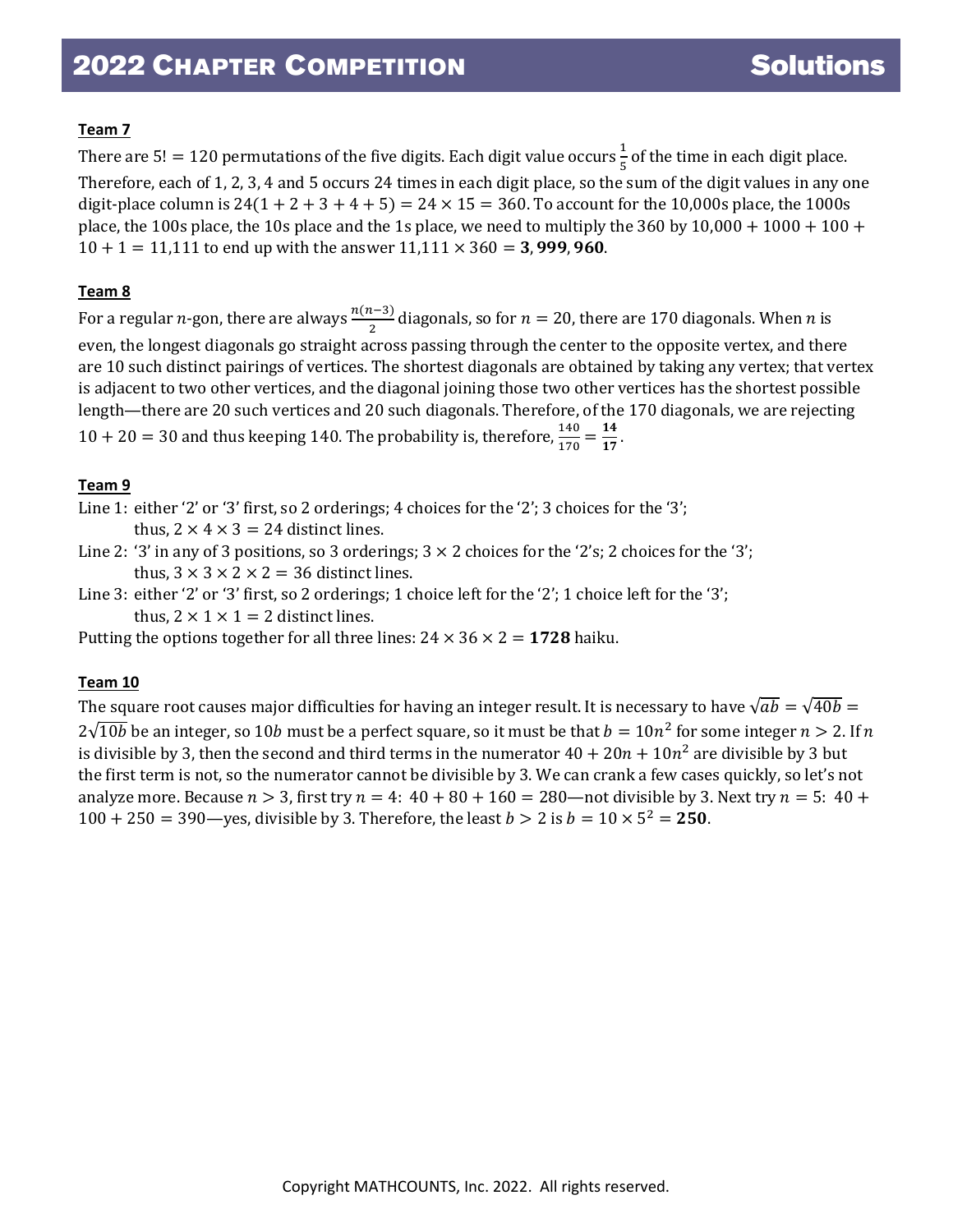**Team 7**

There are $5! = 120$ permutations of the five digits. Each digit value occurs $\frac{1}{5}$ of the time in each digit place. Therefore, each of 1, 2, 3, 4 and 5 occurs 24 times in each digit place, so the sum of the digit values in any one digit-place column is $24(1 + 2 + 3 + 4 + 5) = 24 \times 15 = 360$. To account for the 10,000s place, the 1000s place, the 100s place, the 10s place and the 1s place, we need to multiply the 360 by $10{,}000 + 1000 + 100 + 10 + 1 = 11{,}111$ to end up with the answer $11{,}111 \times 360 = \mathbf{3{,}999{,}960}$.

**Team 8**

For a regular $n$-gon, there are always $\frac{n(n-3)}{2}$ diagonals, so for $n = 20$, there are 170 diagonals. When $n$ is even, the longest diagonals go straight across passing through the center to the opposite vertex, and there are 10 such distinct pairings of vertices. The shortest diagonals are obtained by taking any vertex; that vertex is adjacent to two other vertices, and the diagonal joining those two other vertices has the shortest possible length—there are 20 such vertices and 20 such diagonals. Therefore, of the 170 diagonals, we are rejecting $10 + 20 = 30$ and thus keeping 140. The probability is, therefore, $\frac{140}{170} = \mathbf{\frac{14}{17}}$.

**Team 9**

Line 1: either '2' or '3' first, so 2 orderings; 4 choices for the '2'; 3 choices for the '3'; thus, $2 \times 4 \times 3 = 24$ distinct lines.

Line 2: '3' in any of 3 positions, so 3 orderings; $3 \times 2$ choices for the '2's; 2 choices for the '3'; thus, $3 \times 3 \times 2 \times 2 = 36$ distinct lines.

Line 3: either '2' or '3' first, so 2 orderings; 1 choice left for the '2'; 1 choice left for the '3'; thus, $2 \times 1 \times 1 = 2$ distinct lines.

Putting the options together for all three lines: $24 \times 36 \times 2 = \mathbf{1728}$ haiku.

**Team 10**

The square root causes major difficulties for having an integer result. It is necessary to have $\sqrt{ab} = \sqrt{40b} = 2\sqrt{10b}$ be an integer, so $10b$ must be a perfect square, so it must be that $b = 10n^2$ for some integer $n > 2$. If $n$ is divisible by 3, then the second and third terms in the numerator $40 + 20n + 10n^2$ are divisible by 3 but the first term is not, so the numerator cannot be divisible by 3. We can crank a few cases quickly, so let's not analyze more. Because $n > 3$, first try $n = 4$: $40 + 80 + 160 = 280$—not divisible by 3. Next try $n = 5$: $40 + 100 + 250 = 390$—yes, divisible by 3. Therefore, the least $b > 2$ is $b = 10 \times 5^2 = \mathbf{250}$.